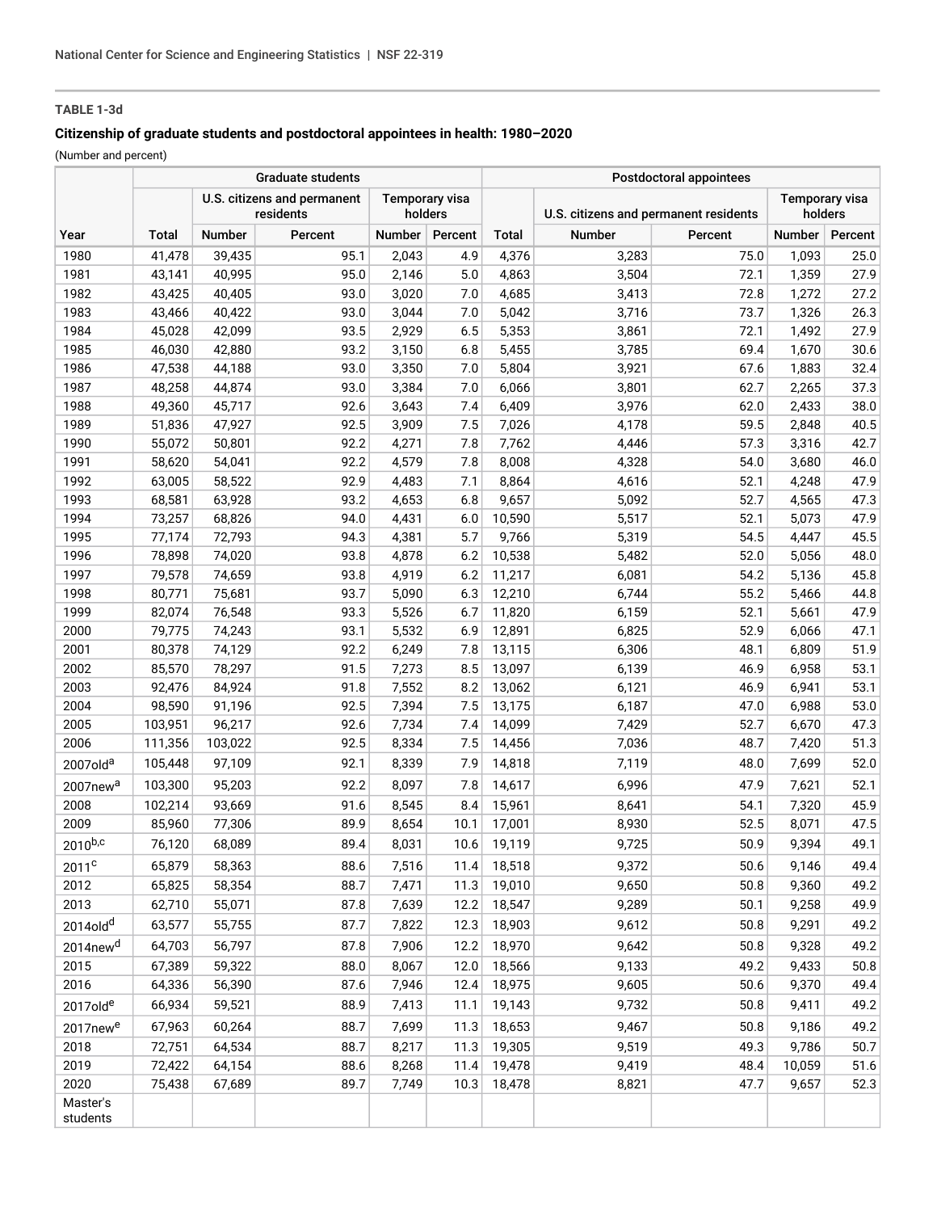TABLE 1-3d

**Citizenship of graduate students and postdoctoral appointees in health: 1980–2020**

(Number and percent)

| | Graduate students | | | | | Postdoctoral appointees | | | | |
|---|---|---|---|---|---|---|---|---|---|---|
| | | U.S. citizens and permanent residents | | Temporary visa holders | | | U.S. citizens and permanent residents | | Temporary visa holders | |
| Year | Total | Number | Percent | Number | Percent | Total | Number | Percent | Number | Percent |
| 1980 | 41,478 | 39,435 | 95.1 | 2,043 | 4.9 | 4,376 | 3,283 | 75.0 | 1,093 | 25.0 |
| 1981 | 43,141 | 40,995 | 95.0 | 2,146 | 5.0 | 4,863 | 3,504 | 72.1 | 1,359 | 27.9 |
| 1982 | 43,425 | 40,405 | 93.0 | 3,020 | 7.0 | 4,685 | 3,413 | 72.8 | 1,272 | 27.2 |
| 1983 | 43,466 | 40,422 | 93.0 | 3,044 | 7.0 | 5,042 | 3,716 | 73.7 | 1,326 | 26.3 |
| 1984 | 45,028 | 42,099 | 93.5 | 2,929 | 6.5 | 5,353 | 3,861 | 72.1 | 1,492 | 27.9 |
| 1985 | 46,030 | 42,880 | 93.2 | 3,150 | 6.8 | 5,455 | 3,785 | 69.4 | 1,670 | 30.6 |
| 1986 | 47,538 | 44,188 | 93.0 | 3,350 | 7.0 | 5,804 | 3,921 | 67.6 | 1,883 | 32.4 |
| 1987 | 48,258 | 44,874 | 93.0 | 3,384 | 7.0 | 6,066 | 3,801 | 62.7 | 2,265 | 37.3 |
| 1988 | 49,360 | 45,717 | 92.6 | 3,643 | 7.4 | 6,409 | 3,976 | 62.0 | 2,433 | 38.0 |
| 1989 | 51,836 | 47,927 | 92.5 | 3,909 | 7.5 | 7,026 | 4,178 | 59.5 | 2,848 | 40.5 |
| 1990 | 55,072 | 50,801 | 92.2 | 4,271 | 7.8 | 7,762 | 4,446 | 57.3 | 3,316 | 42.7 |
| 1991 | 58,620 | 54,041 | 92.2 | 4,579 | 7.8 | 8,008 | 4,328 | 54.0 | 3,680 | 46.0 |
| 1992 | 63,005 | 58,522 | 92.9 | 4,483 | 7.1 | 8,864 | 4,616 | 52.1 | 4,248 | 47.9 |
| 1993 | 68,581 | 63,928 | 93.2 | 4,653 | 6.8 | 9,657 | 5,092 | 52.7 | 4,565 | 47.3 |
| 1994 | 73,257 | 68,826 | 94.0 | 4,431 | 6.0 | 10,590 | 5,517 | 52.1 | 5,073 | 47.9 |
| 1995 | 77,174 | 72,793 | 94.3 | 4,381 | 5.7 | 9,766 | 5,319 | 54.5 | 4,447 | 45.5 |
| 1996 | 78,898 | 74,020 | 93.8 | 4,878 | 6.2 | 10,538 | 5,482 | 52.0 | 5,056 | 48.0 |
| 1997 | 79,578 | 74,659 | 93.8 | 4,919 | 6.2 | 11,217 | 6,081 | 54.2 | 5,136 | 45.8 |
| 1998 | 80,771 | 75,681 | 93.7 | 5,090 | 6.3 | 12,210 | 6,744 | 55.2 | 5,466 | 44.8 |
| 1999 | 82,074 | 76,548 | 93.3 | 5,526 | 6.7 | 11,820 | 6,159 | 52.1 | 5,661 | 47.9 |
| 2000 | 79,775 | 74,243 | 93.1 | 5,532 | 6.9 | 12,891 | 6,825 | 52.9 | 6,066 | 47.1 |
| 2001 | 80,378 | 74,129 | 92.2 | 6,249 | 7.8 | 13,115 | 6,306 | 48.1 | 6,809 | 51.9 |
| 2002 | 85,570 | 78,297 | 91.5 | 7,273 | 8.5 | 13,097 | 6,139 | 46.9 | 6,958 | 53.1 |
| 2003 | 92,476 | 84,924 | 91.8 | 7,552 | 8.2 | 13,062 | 6,121 | 46.9 | 6,941 | 53.1 |
| 2004 | 98,590 | 91,196 | 92.5 | 7,394 | 7.5 | 13,175 | 6,187 | 47.0 | 6,988 | 53.0 |
| 2005 | 103,951 | 96,217 | 92.6 | 7,734 | 7.4 | 14,099 | 7,429 | 52.7 | 6,670 | 47.3 |
| 2006 | 111,356 | 103,022 | 92.5 | 8,334 | 7.5 | 14,456 | 7,036 | 48.7 | 7,420 | 51.3 |
| 2007old[a] | 105,448 | 97,109 | 92.1 | 8,339 | 7.9 | 14,818 | 7,119 | 48.0 | 7,699 | 52.0 |
| 2007new[a] | 103,300 | 95,203 | 92.2 | 8,097 | 7.8 | 14,617 | 6,996 | 47.9 | 7,621 | 52.1 |
| 2008 | 102,214 | 93,669 | 91.6 | 8,545 | 8.4 | 15,961 | 8,641 | 54.1 | 7,320 | 45.9 |
| 2009 | 85,960 | 77,306 | 89.9 | 8,654 | 10.1 | 17,001 | 8,930 | 52.5 | 8,071 | 47.5 |
| 2010[b,c] | 76,120 | 68,089 | 89.4 | 8,031 | 10.6 | 19,119 | 9,725 | 50.9 | 9,394 | 49.1 |
| 2011[c] | 65,879 | 58,363 | 88.6 | 7,516 | 11.4 | 18,518 | 9,372 | 50.6 | 9,146 | 49.4 |
| 2012 | 65,825 | 58,354 | 88.7 | 7,471 | 11.3 | 19,010 | 9,650 | 50.8 | 9,360 | 49.2 |
| 2013 | 62,710 | 55,071 | 87.8 | 7,639 | 12.2 | 18,547 | 9,289 | 50.1 | 9,258 | 49.9 |
| 2014old[d] | 63,577 | 55,755 | 87.7 | 7,822 | 12.3 | 18,903 | 9,612 | 50.8 | 9,291 | 49.2 |
| 2014new[d] | 64,703 | 56,797 | 87.8 | 7,906 | 12.2 | 18,970 | 9,642 | 50.8 | 9,328 | 49.2 |
| 2015 | 67,389 | 59,322 | 88.0 | 8,067 | 12.0 | 18,566 | 9,133 | 49.2 | 9,433 | 50.8 |
| 2016 | 64,336 | 56,390 | 87.6 | 7,946 | 12.4 | 18,975 | 9,605 | 50.6 | 9,370 | 49.4 |
| 2017old[e] | 66,934 | 59,521 | 88.9 | 7,413 | 11.1 | 19,143 | 9,732 | 50.8 | 9,411 | 49.2 |
| 2017new[e] | 67,963 | 60,264 | 88.7 | 7,699 | 11.3 | 18,653 | 9,467 | 50.8 | 9,186 | 49.2 |
| 2018 | 72,751 | 64,534 | 88.7 | 8,217 | 11.3 | 19,305 | 9,519 | 49.3 | 9,786 | 50.7 |
| 2019 | 72,422 | 64,154 | 88.6 | 8,268 | 11.4 | 19,478 | 9,419 | 48.4 | 10,059 | 51.6 |
| 2020 | 75,438 | 67,689 | 89.7 | 7,749 | 10.3 | 18,478 | 8,821 | 47.7 | 9,657 | 52.3 |
| Master's students | | | | | | | | | | |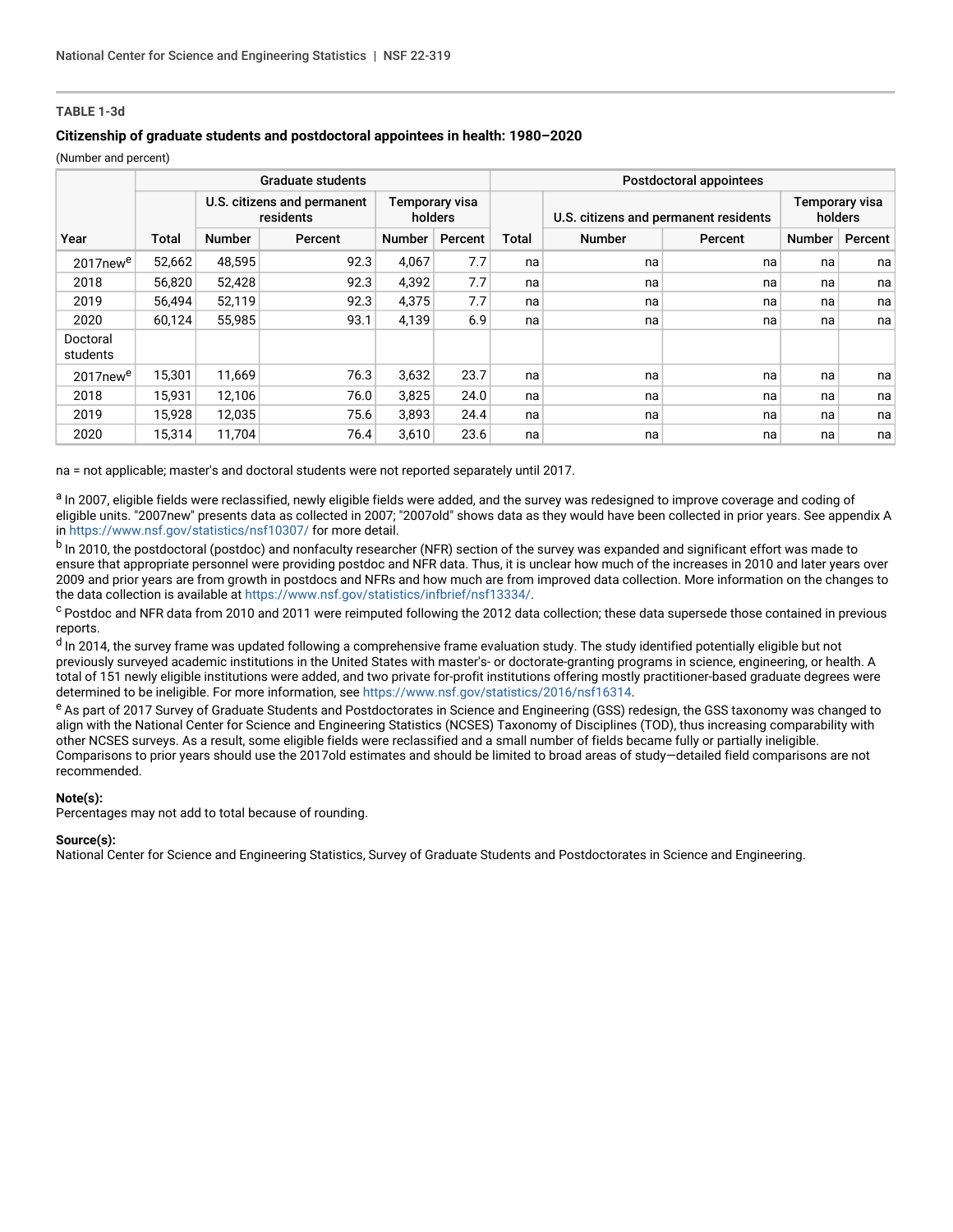**TABLE 1-3d**

**Citizenship of graduate students and postdoctoral appointees in health: 1980–2020**

(Number and percent)

| Year | Graduate students | | | | | Postdoctoral appointees | | | | |
|---|---|---|---|---|---|---|---|---|---|---|
| | Total | U.S. citizens and permanent residents | | Temporary visa holders | | Total | U.S. citizens and permanent residents | | Temporary visa holders | |
| | | Number | Percent | Number | Percent | | Number | Percent | Number | Percent |
| 2017new[e] | 52,662 | 48,595 | 92.3 | 4,067 | 7.7 | na | na | na | na | na |
| 2018 | 56,820 | 52,428 | 92.3 | 4,392 | 7.7 | na | na | na | na | na |
| 2019 | 56,494 | 52,119 | 92.3 | 4,375 | 7.7 | na | na | na | na | na |
| 2020 | 60,124 | 55,985 | 93.1 | 4,139 | 6.9 | na | na | na | na | na |
| Doctoral students | | | | | | | | | | |
| 2017new[e] | 15,301 | 11,669 | 76.3 | 3,632 | 23.7 | na | na | na | na | na |
| 2018 | 15,931 | 12,106 | 76.0 | 3,825 | 24.0 | na | na | na | na | na |
| 2019 | 15,928 | 12,035 | 75.6 | 3,893 | 24.4 | na | na | na | na | na |
| 2020 | 15,314 | 11,704 | 76.4 | 3,610 | 23.6 | na | na | na | na | na |

na = not applicable; master's and doctoral students were not reported separately until 2017.

[a] In 2007, eligible fields were reclassified, newly eligible fields were added, and the survey was redesigned to improve coverage and coding of eligible units. "2007new" presents data as collected in 2007; "2007old" shows data as they would have been collected in prior years. See appendix A in https://www.nsf.gov/statistics/nsf10307/ for more detail.

[b] In 2010, the postdoctoral (postdoc) and nonfaculty researcher (NFR) section of the survey was expanded and significant effort was made to ensure that appropriate personnel were providing postdoc and NFR data. Thus, it is unclear how much of the increases in 2010 and later years over 2009 and prior years are from growth in postdocs and NFRs and how much are from improved data collection. More information on the changes to the data collection is available at https://www.nsf.gov/statistics/infbrief/nsf13334/.

[c] Postdoc and NFR data from 2010 and 2011 were reimputed following the 2012 data collection; these data supersede those contained in previous reports.

[d] In 2014, the survey frame was updated following a comprehensive frame evaluation study. The study identified potentially eligible but not previously surveyed academic institutions in the United States with master's- or doctorate-granting programs in science, engineering, or health. A total of 151 newly eligible institutions were added, and two private for-profit institutions offering mostly practitioner-based graduate degrees were determined to be ineligible. For more information, see https://www.nsf.gov/statistics/2016/nsf16314.

[e] As part of 2017 Survey of Graduate Students and Postdoctorates in Science and Engineering (GSS) redesign, the GSS taxonomy was changed to align with the National Center for Science and Engineering Statistics (NCSES) Taxonomy of Disciplines (TOD), thus increasing comparability with other NCSES surveys. As a result, some eligible fields were reclassified and a small number of fields became fully or partially ineligible. Comparisons to prior years should use the 2017old estimates and should be limited to broad areas of study—detailed field comparisons are not recommended.

**Note(s):**

Percentages may not add to total because of rounding.

**Source(s):**

National Center for Science and Engineering Statistics, Survey of Graduate Students and Postdoctorates in Science and Engineering.